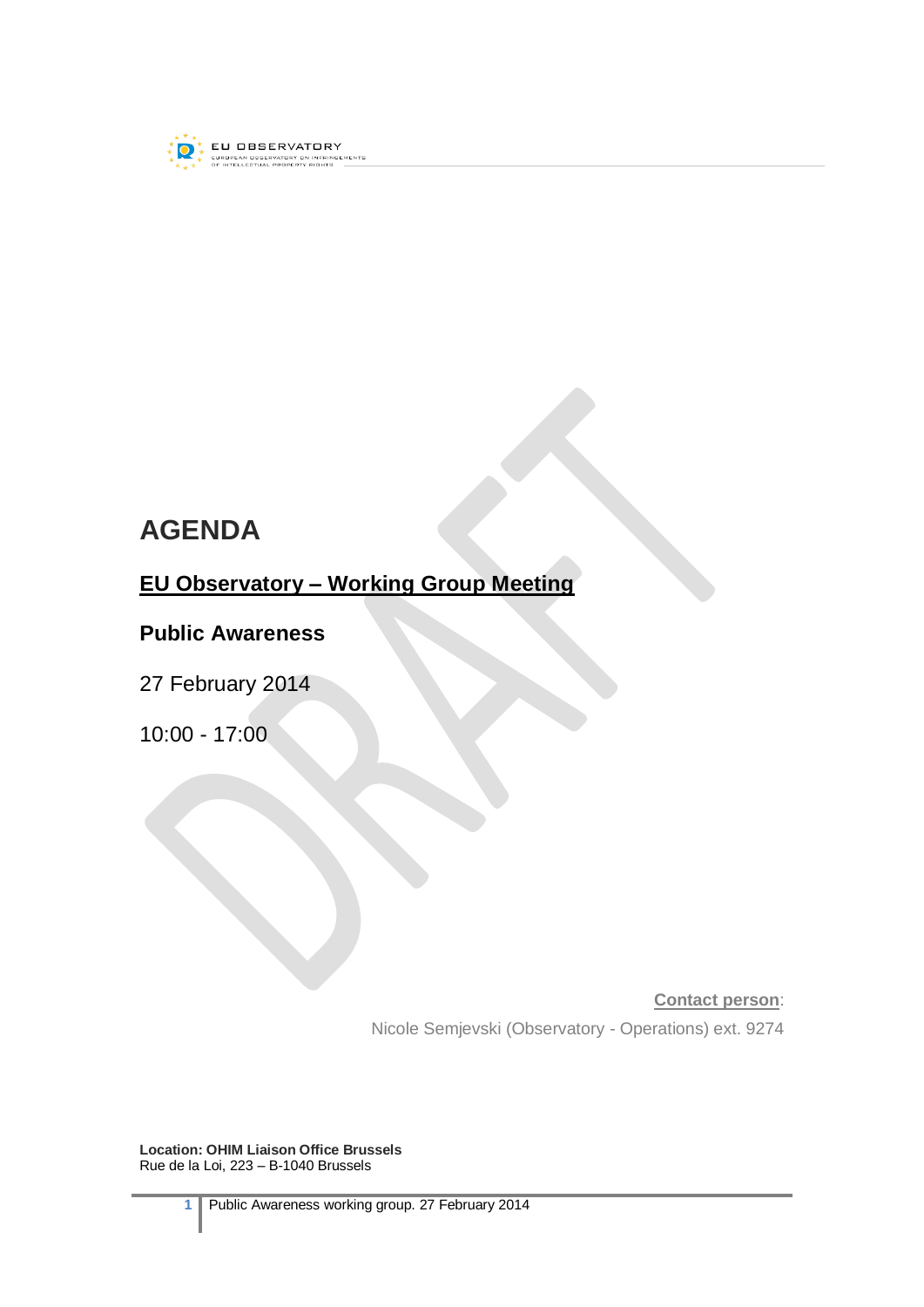# AGENDA

## EU Observatory – Working Group Meeting

**Public Awareness**

27 February 2014

10:00 - 17:00

**Contact person**:

Nicole Semjevski (Observatory - Operations) ext. 9274

**Location: OHIM Liaison Office Brussels**
Rue de la Loi, 223 – B-1040 Brussels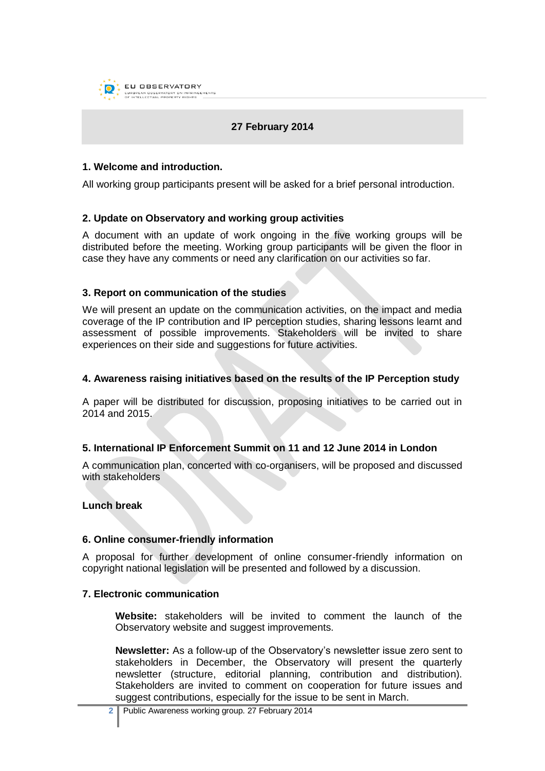**27 February 2014**

### 1. Welcome and introduction.

All working group participants present will be asked for a brief personal introduction.

### 2. Update on Observatory and working group activities

A document with an update of work ongoing in the five working groups will be distributed before the meeting. Working group participants will be given the floor in case they have any comments or need any clarification on our activities so far.

### 3. Report on communication of the studies

We will present an update on the communication activities, on the impact and media coverage of the IP contribution and IP perception studies, sharing lessons learnt and assessment of possible improvements. Stakeholders will be invited to share experiences on their side and suggestions for future activities.

### 4. Awareness raising initiatives based on the results of the IP Perception study

A paper will be distributed for discussion, proposing initiatives to be carried out in 2014 and 2015.

### 5. International IP Enforcement Summit on 11 and 12 June 2014 in London

A communication plan, concerted with co-organisers, will be proposed and discussed with stakeholders

**Lunch break**

### 6. Online consumer-friendly information

A proposal for further development of online consumer-friendly information on copyright national legislation will be presented and followed by a discussion.

### 7. Electronic communication

**Website:** stakeholders will be invited to comment the launch of the Observatory website and suggest improvements.

**Newsletter:** As a follow-up of the Observatory's newsletter issue zero sent to stakeholders in December, the Observatory will present the quarterly newsletter (structure, editorial planning, contribution and distribution). Stakeholders are invited to comment on cooperation for future issues and suggest contributions, especially for the issue to be sent in March.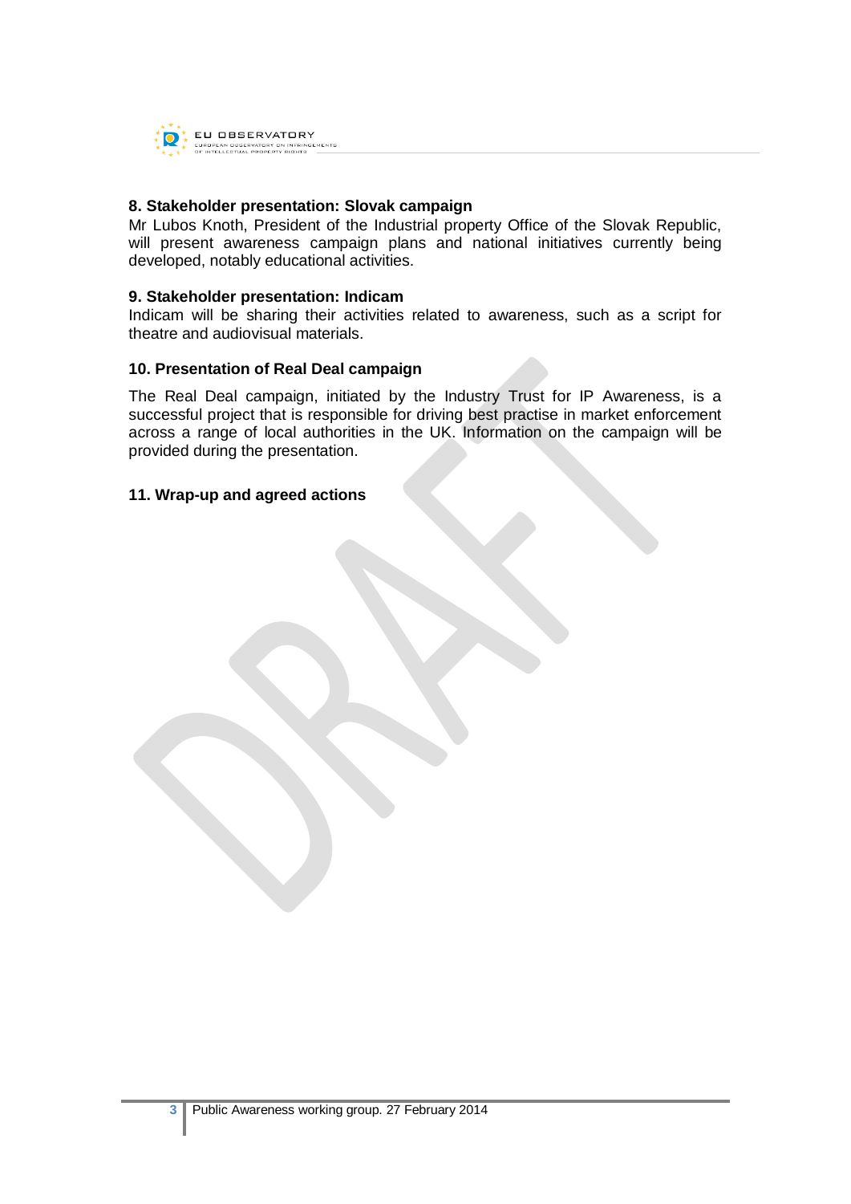### 8. Stakeholder presentation: Slovak campaign

Mr Lubos Knoth, President of the Industrial property Office of the Slovak Republic, will present awareness campaign plans and national initiatives currently being developed, notably educational activities.

### 9. Stakeholder presentation: Indicam

Indicam will be sharing their activities related to awareness, such as a script for theatre and audiovisual materials.

### 10. Presentation of Real Deal campaign

The Real Deal campaign, initiated by the Industry Trust for IP Awareness, is a successful project that is responsible for driving best practise in market enforcement across a range of local authorities in the UK. Information on the campaign will be provided during the presentation.

### 11. Wrap-up and agreed actions